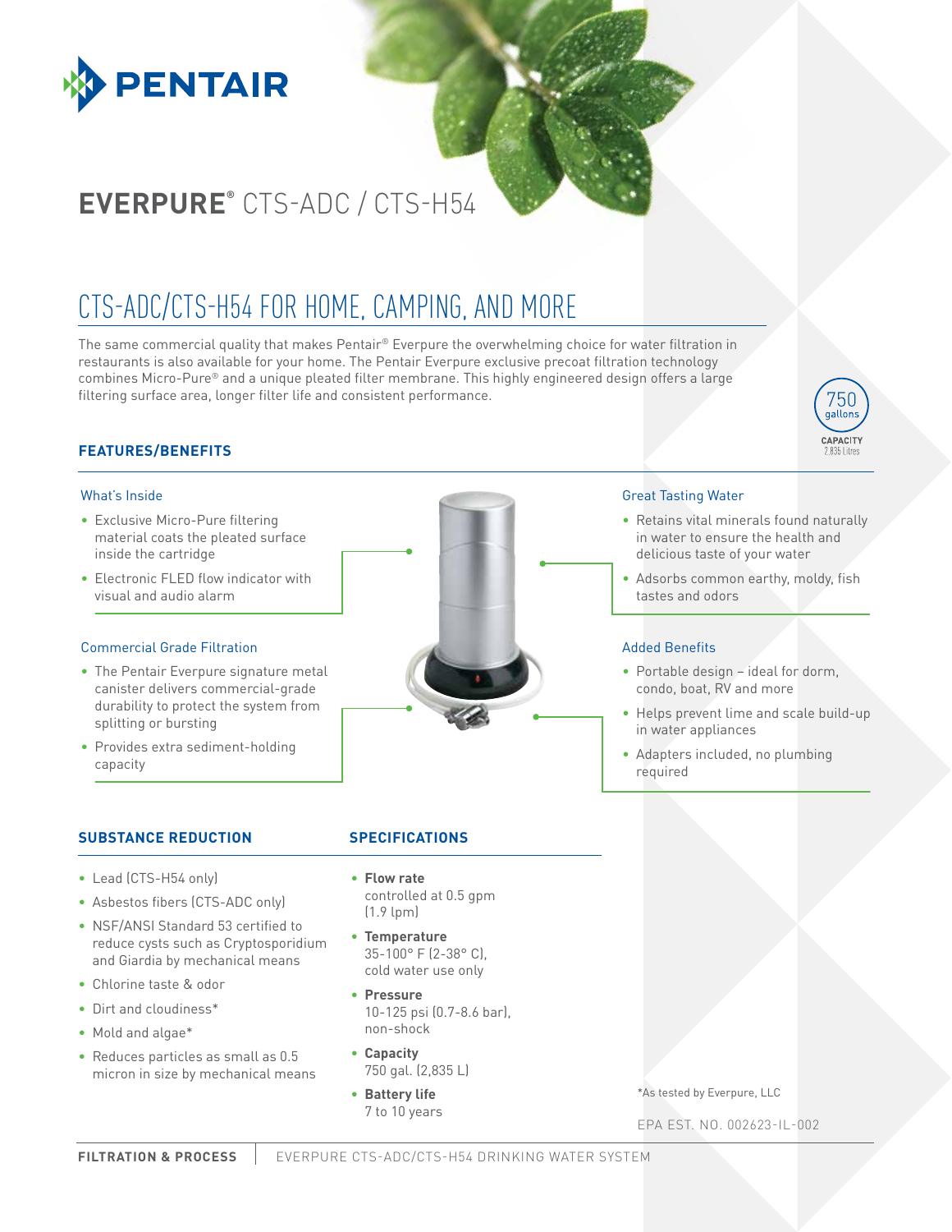PENTAIR

# EVERPURE® CTS-ADC / CTS-H54

## CTS-ADC/CTS-H54 FOR HOME, CAMPING, AND MORE

The same commercial quality that makes Pentair® Everpure the overwhelming choice for water filtration in restaurants is also available for your home. The Pentair Everpure exclusive precoat filtration technology combines Micro-Pure® and a unique pleated filter membrane. This highly engineered design offers a large filtering surface area, longer filter life and consistent performance.

750 gallons CAPACITY 2,835 Litres

### FEATURES/BENEFITS

#### What's Inside

- Exclusive Micro-Pure filtering material coats the pleated surface inside the cartridge
- Electronic FLED flow indicator with visual and audio alarm

#### Commercial Grade Filtration

- The Pentair Everpure signature metal canister delivers commercial-grade durability to protect the system from splitting or bursting
- Provides extra sediment-holding capacity

#### Great Tasting Water

- Retains vital minerals found naturally in water to ensure the health and delicious taste of your water
- Adsorbs common earthy, moldy, fish tastes and odors

#### Added Benefits

- Portable design – ideal for dorm, condo, boat, RV and more
- Helps prevent lime and scale build-up in water appliances
- Adapters included, no plumbing required

### SUBSTANCE REDUCTION

- Lead (CTS-H54 only)
- Asbestos fibers (CTS-ADC only)
- NSF/ANSI Standard 53 certified to reduce cysts such as Cryptosporidium and Giardia by mechanical means
- Chlorine taste & odor
- Dirt and cloudiness*
- Mold and algae*
- Reduces particles as small as 0.5 micron in size by mechanical means

### SPECIFICATIONS

- **Flow rate**
  controlled at 0.5 gpm (1.9 lpm)
- **Temperature**
  35-100° F (2-38° C), cold water use only
- **Pressure**
  10-125 psi (0.7-8.6 bar), non-shock
- **Capacity**
  750 gal. (2,835 L)
- **Battery life**
  7 to 10 years

*As tested by Everpure, LLC

EPA EST. NO. 002623-IL-002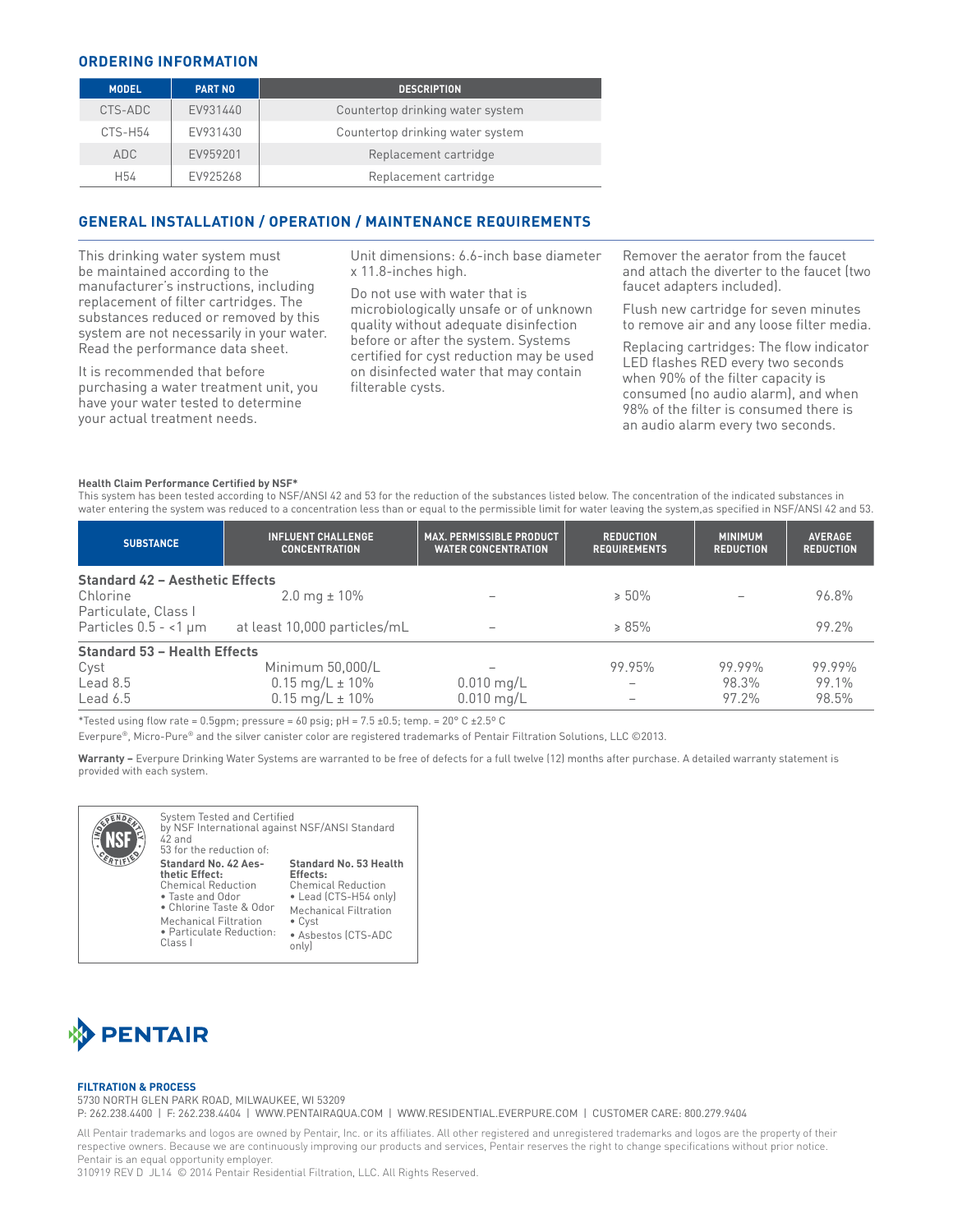## ORDERING INFORMATION

| MODEL | PART NO | DESCRIPTION |
|---|---|---|
| CTS-ADC | EV931440 | Countertop drinking water system |
| CTS-H54 | EV931430 | Countertop drinking water system |
| ADC | EV959201 | Replacement cartridge |
| H54 | EV925268 | Replacement cartridge |

## GENERAL INSTALLATION / OPERATION / MAINTENANCE REQUIREMENTS

This drinking water system must be maintained according to the manufacturer's instructions, including replacement of filter cartridges. The substances reduced or removed by this system are not necessarily in your water. Read the performance data sheet.

It is recommended that before purchasing a water treatment unit, you have your water tested to determine your actual treatment needs.

Unit dimensions: 6.6-inch base diameter x 11.8-inches high.

Do not use with water that is microbiologically unsafe or of unknown quality without adequate disinfection before or after the system. Systems certified for cyst reduction may be used on disinfected water that may contain filterable cysts.

Remover the aerator from the faucet and attach the diverter to the faucet (two faucet adapters included).

Flush new cartridge for seven minutes to remove air and any loose filter media.

Replacing cartridges: The flow indicator LED flashes RED every two seconds when 90% of the filter capacity is consumed (no audio alarm), and when 98% of the filter is consumed there is an audio alarm every two seconds.

**Health Claim Performance Certified by NSF***

This system has been tested according to NSF/ANSI 42 and 53 for the reduction of the substances listed below. The concentration of the indicated substances in water entering the system was reduced to a concentration less than or equal to the permissible limit for water leaving the system,as specified in NSF/ANSI 42 and 53.

| SUBSTANCE | INFLUENT CHALLENGE CONCENTRATION | MAX. PERMISSIBLE PRODUCT WATER CONCENTRATION | REDUCTION REQUIREMENTS | MINIMUM REDUCTION | AVERAGE REDUCTION |
|---|---|---|---|---|---|
| **Standard 42 – Aesthetic Effects** | | | | | |
| Chlorine | 2.0 mg ± 10% | – | ≥ 50% | – | 96.8% |
| Particulate, Class I Particles 0.5 - <1 µm | at least 10,000 particles/mL | – | ≥ 85% | | 99.2% |
| **Standard 53 – Health Effects** | | | | | |
| Cyst | Minimum 50,000/L | – | 99.95% | 99.99% | 99.99% |
| Lead 8.5 | 0.15 mg/L ± 10% | 0.010 mg/L | – | 98.3% | 99.1% |
| Lead 6.5 | 0.15 mg/L ± 10% | 0.010 mg/L | – | 97.2% | 98.5% |

*Tested using flow rate = 0.5gpm; pressure = 60 psig; pH = 7.5 ±0.5; temp. = 20° C ±2.5° C

Everpure®, Micro-Pure® and the silver canister color are registered trademarks of Pentair Filtration Solutions, LLC ©2013.

**Warranty –** Everpure Drinking Water Systems are warranted to be free of defects for a full twelve (12) months after purchase. A detailed warranty statement is provided with each system.

System Tested and Certified by NSF International against NSF/ANSI Standard 42 and 53 for the reduction of:

**Standard No. 42 Aesthetic Effect:**
Chemical Reduction
- Taste and Odor
- Chlorine Taste & Odor

Mechanical Filtration
- Particulate Reduction: Class I

**Standard No. 53 Health Effects:**
Chemical Reduction
- Lead (CTS-H54 only)

Mechanical Filtration
- Cyst
- Asbestos (CTS-ADC only)

PENTAIR

**FILTRATION & PROCESS**

5730 NORTH GLEN PARK ROAD, MILWAUKEE, WI 53209

P: 262.238.4400 | F: 262.238.4404 | WWW.PENTAIRAQUA.COM | WWW.RESIDENTIAL.EVERPURE.COM | CUSTOMER CARE: 800.279.9404

All Pentair trademarks and logos are owned by Pentair, Inc. or its affiliates. All other registered and unregistered trademarks and logos are the property of their respective owners. Because we are continuously improving our products and services, Pentair reserves the right to change specifications without prior notice. Pentair is an equal opportunity employer.

310919 REV D JL14 © 2014 Pentair Residential Filtration, LLC. All Rights Reserved.